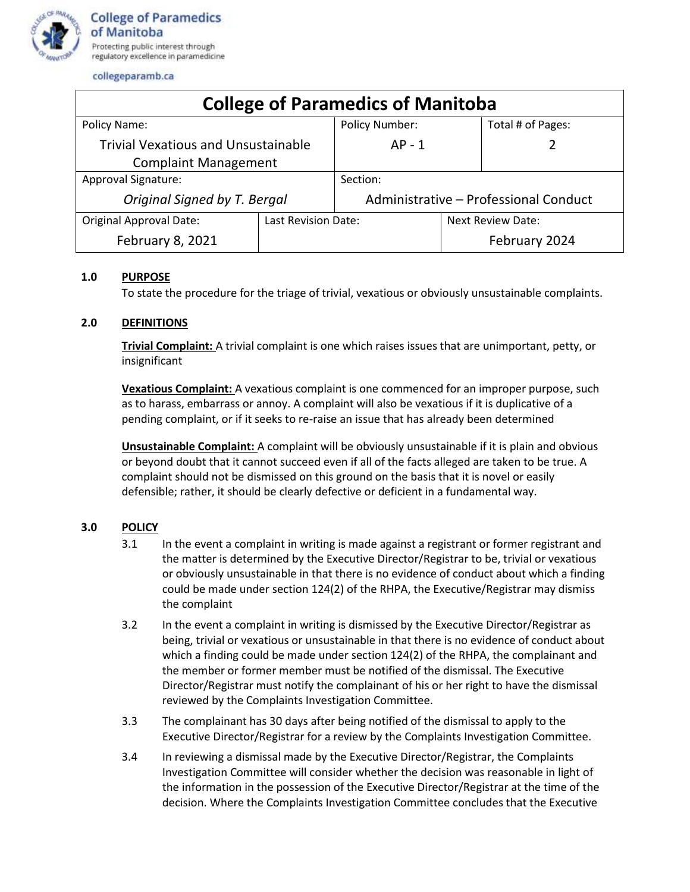College of Paramedics of Manitoba

Protecting public interest through regulatory excellence in paramedicine

collegeparamb.ca

| College of Paramedics of Manitoba | | | |
|---|---|---|---|
| Policy Name: Trivial Vexatious and Unsustainable Complaint Management | | Policy Number: AP - 1 | Total # of Pages: 2 |
| Approval Signature: *Original Signed by T. Bergal* | | Section: Administrative – Professional Conduct | |
| Original Approval Date: February 8, 2021 | Last Revision Date: | | Next Review Date: February 2024 |

## 1.0 PURPOSE

To state the procedure for the triage of trivial, vexatious or obviously unsustainable complaints.

## 2.0 DEFINITIONS

**Trivial Complaint:** A trivial complaint is one which raises issues that are unimportant, petty, or insignificant

**Vexatious Complaint:** A vexatious complaint is one commenced for an improper purpose, such as to harass, embarrass or annoy. A complaint will also be vexatious if it is duplicative of a pending complaint, or if it seeks to re-raise an issue that has already been determined

**Unsustainable Complaint:** A complaint will be obviously unsustainable if it is plain and obvious or beyond doubt that it cannot succeed even if all of the facts alleged are taken to be true. A complaint should not be dismissed on this ground on the basis that it is novel or easily defensible; rather, it should be clearly defective or deficient in a fundamental way.

## 3.0 POLICY

3.1 In the event a complaint in writing is made against a registrant or former registrant and the matter is determined by the Executive Director/Registrar to be, trivial or vexatious or obviously unsustainable in that there is no evidence of conduct about which a finding could be made under section 124(2) of the RHPA, the Executive/Registrar may dismiss the complaint

3.2 In the event a complaint in writing is dismissed by the Executive Director/Registrar as being, trivial or vexatious or unsustainable in that there is no evidence of conduct about which a finding could be made under section 124(2) of the RHPA, the complainant and the member or former member must be notified of the dismissal. The Executive Director/Registrar must notify the complainant of his or her right to have the dismissal reviewed by the Complaints Investigation Committee.

3.3 The complainant has 30 days after being notified of the dismissal to apply to the Executive Director/Registrar for a review by the Complaints Investigation Committee.

3.4 In reviewing a dismissal made by the Executive Director/Registrar, the Complaints Investigation Committee will consider whether the decision was reasonable in light of the information in the possession of the Executive Director/Registrar at the time of the decision. Where the Complaints Investigation Committee concludes that the Executive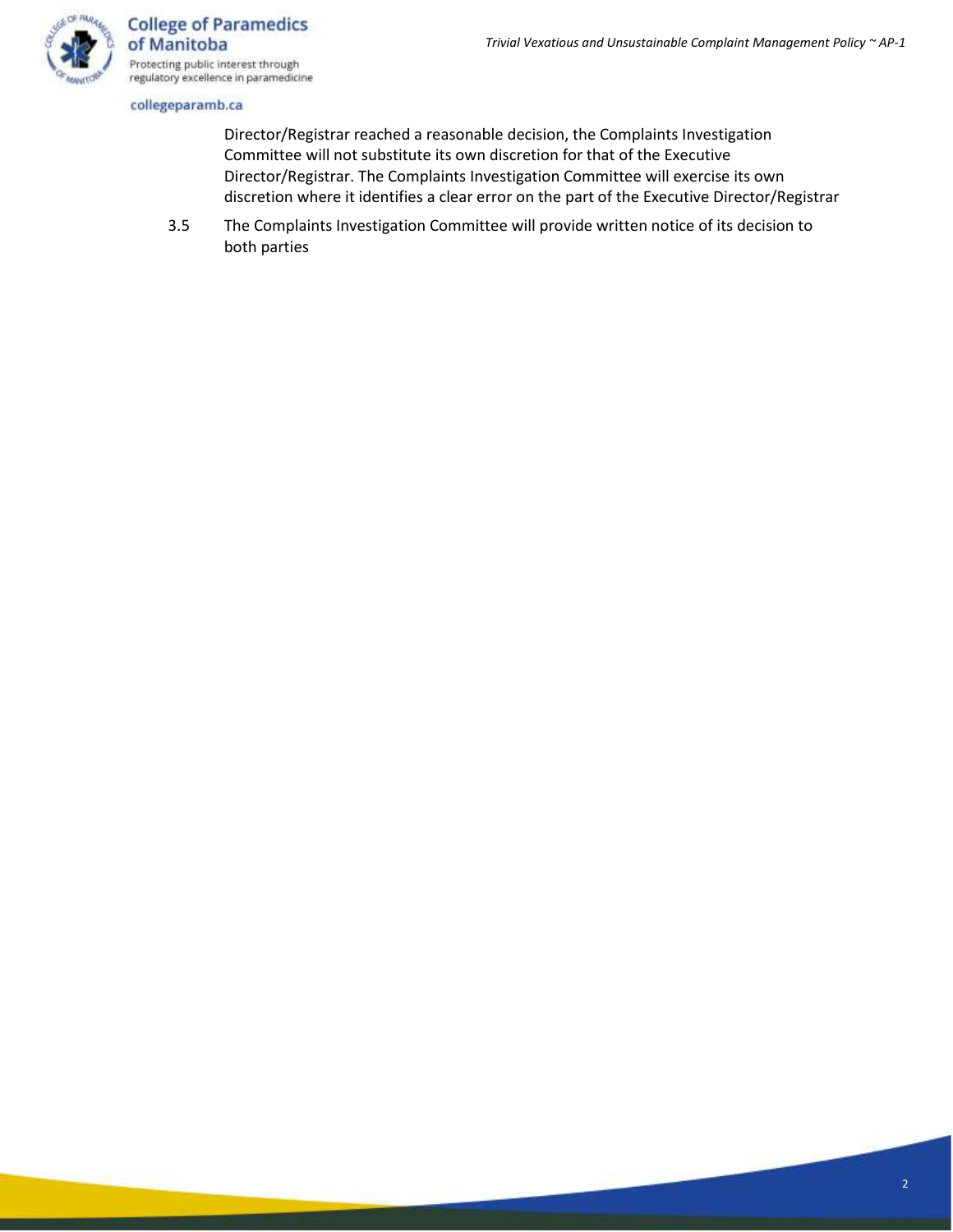Director/Registrar reached a reasonable decision, the Complaints Investigation Committee will not substitute its own discretion for that of the Executive Director/Registrar. The Complaints Investigation Committee will exercise its own discretion where it identifies a clear error on the part of the Executive Director/Registrar

3.5 The Complaints Investigation Committee will provide written notice of its decision to both parties